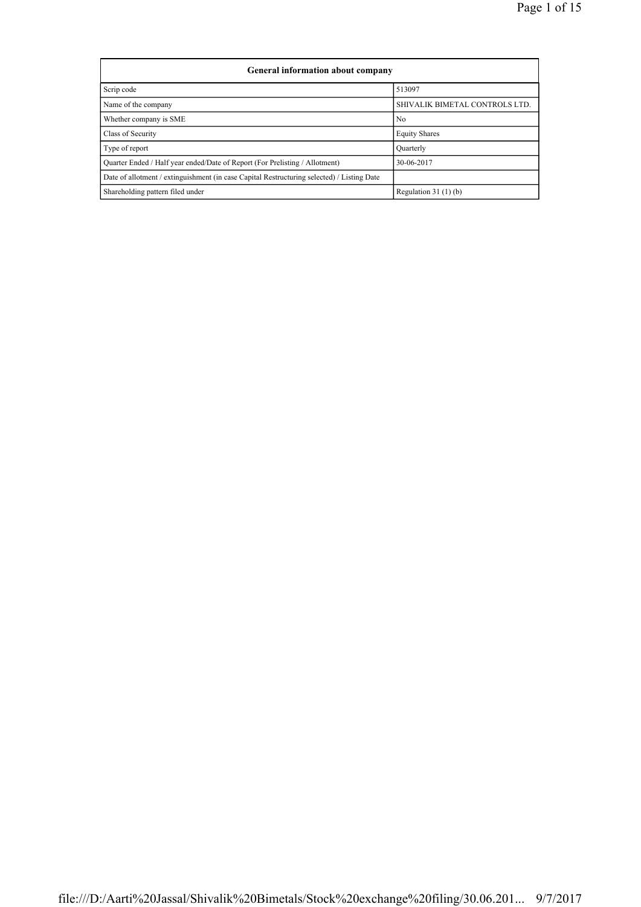| General information about company | |
|---|---|
| Scrip code | 513097 |
| Name of the company | SHIVALIK BIMETAL CONTROLS LTD. |
| Whether company is SME | No |
| Class of Security | Equity Shares |
| Type of report | Quarterly |
| Quarter Ended / Half year ended/Date of Report (For Prelisting / Allotment) | 30-06-2017 |
| Date of allotment / extinguishment (in case Capital Restructuring selected) / Listing Date | |
| Shareholding pattern filed under | Regulation 31 (1) (b) |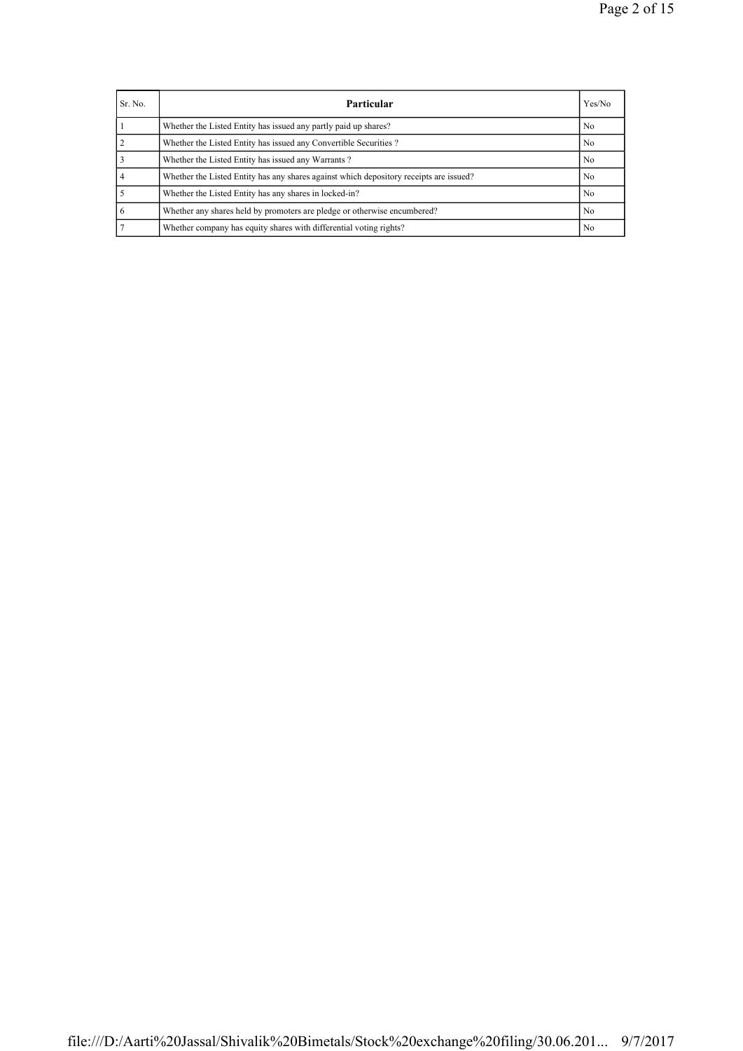| Sr. No. | Particular | Yes/No |
|---|---|---|
| 1 | Whether the Listed Entity has issued any partly paid up shares? | No |
| 2 | Whether the Listed Entity has issued any Convertible Securities ? | No |
| 3 | Whether the Listed Entity has issued any Warrants ? | No |
| 4 | Whether the Listed Entity has any shares against which depository receipts are issued? | No |
| 5 | Whether the Listed Entity has any shares in locked-in? | No |
| 6 | Whether any shares held by promoters are pledge or otherwise encumbered? | No |
| 7 | Whether company has equity shares with differential voting rights? | No |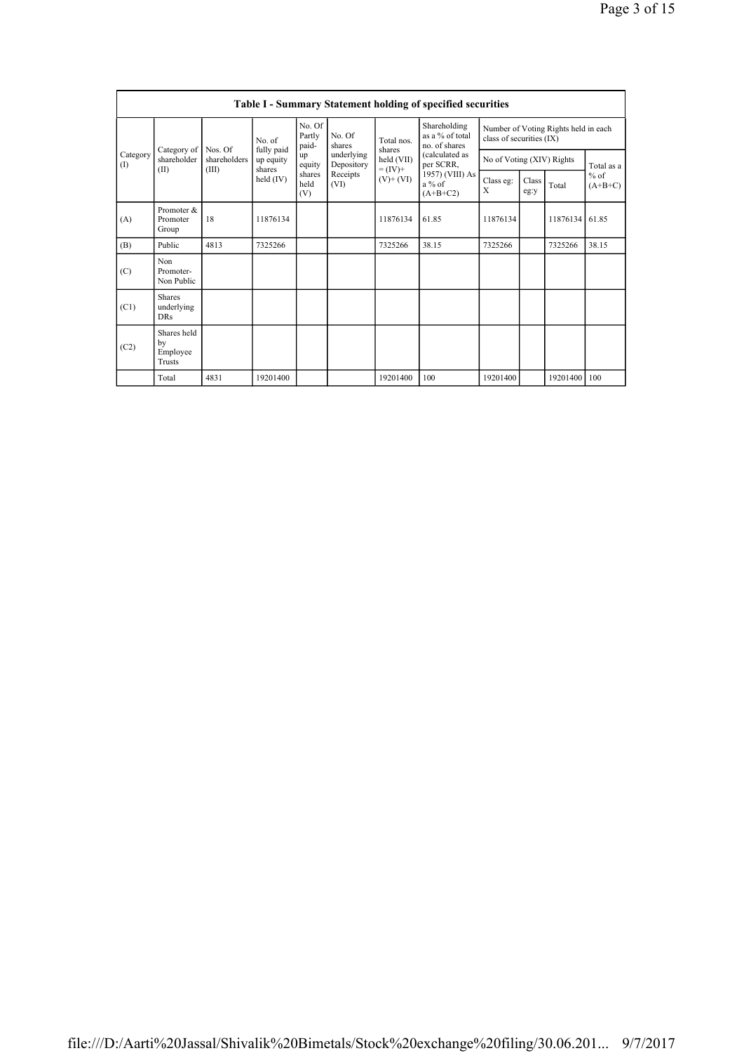| Table I - Summary Statement holding of specified securities | | | | | | | | | | | | |
|---|---|---|---|---|---|---|---|---|---|---|---|---|
| Category (I) | Category of shareholder (II) | Nos. Of shareholders (III) | No. of fully paid up equity shares held (IV) | No. Of Partly paid-up equity shares held (V) | No. Of shares underlying Depository Receipts (VI) | Total nos. shares held (VII) = (IV)+ (V)+ (VI) | Shareholding as a % of total no. of shares (calculated as per SCRR, 1957) (VIII) As a % of (A+B+C2) | Number of Voting Rights held in each class of securities (IX) | | | |
| | | | | | | | | No of Voting (XIV) Rights | | | Total as a % of (A+B+C) |
| | | | | | | | | Class eg: X | Class eg:y | Total | |
| (A) | Promoter & Promoter Group | 18 | 11876134 | | | 11876134 | 61.85 | 11876134 | | 11876134 | 61.85 |
| (B) | Public | 4813 | 7325266 | | | 7325266 | 38.15 | 7325266 | | 7325266 | 38.15 |
| (C) | Non Promoter- Non Public | | | | | | | | | | |
| (C1) | Shares underlying DRs | | | | | | | | | | |
| (C2) | Shares held by Employee Trusts | | | | | | | | | | |
| | Total | 4831 | 19201400 | | | 19201400 | 100 | 19201400 | | 19201400 | 100 |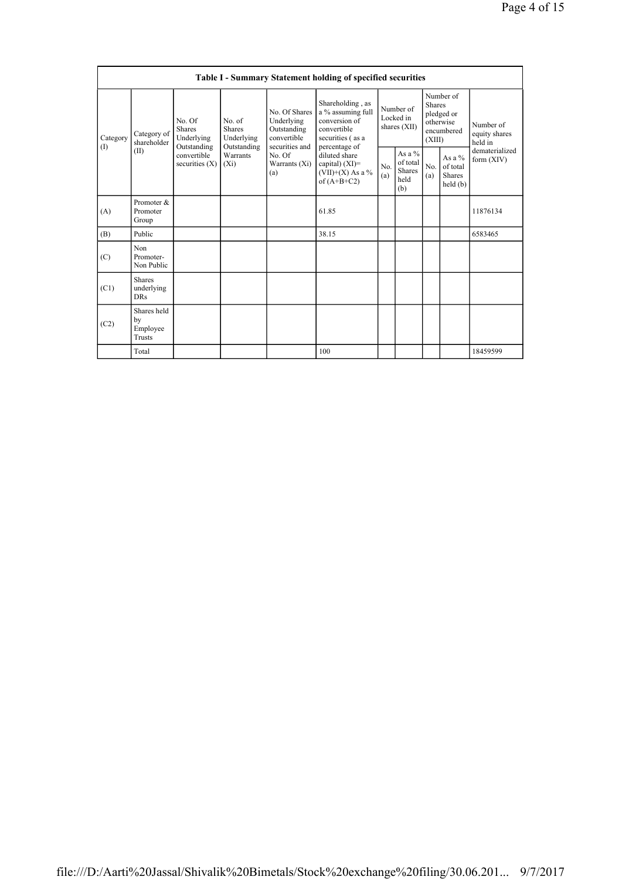| Table I - Summary Statement holding of specified securities | | | | | | | | | | |
|---|---|---|---|---|---|---|---|---|---|---|
| Category (I) | Category of shareholder (II) | No. Of Shares Underlying Outstanding convertible securities (X) | No. of Shares Underlying Outstanding Warrants (Xi) | No. Of Shares Underlying Outstanding convertible securities and No. Of Warrants (Xi) (a) | Shareholding , as a % assuming full conversion of convertible securities ( as a percentage of diluted share capital) (XI)= (VII)+(X) As a % of (A+B+C2) | Number of Locked in shares (XII) | | Number of Shares pledged or otherwise encumbered (XIII) | | Number of equity shares held in dematerialized form (XIV) |
| | | | | | | No. (a) | As a % of total Shares held (b) | No. (a) | As a % of total Shares held (b) | |
| (A) | Promoter & Promoter Group | | | | 61.85 | | | | | 11876134 |
| (B) | Public | | | | 38.15 | | | | | 6583465 |
| (C) | Non Promoter- Non Public | | | | | | | | | |
| (C1) | Shares underlying DRs | | | | | | | | | |
| (C2) | Shares held by Employee Trusts | | | | | | | | | |
| | Total | | | | 100 | | | | | 18459599 |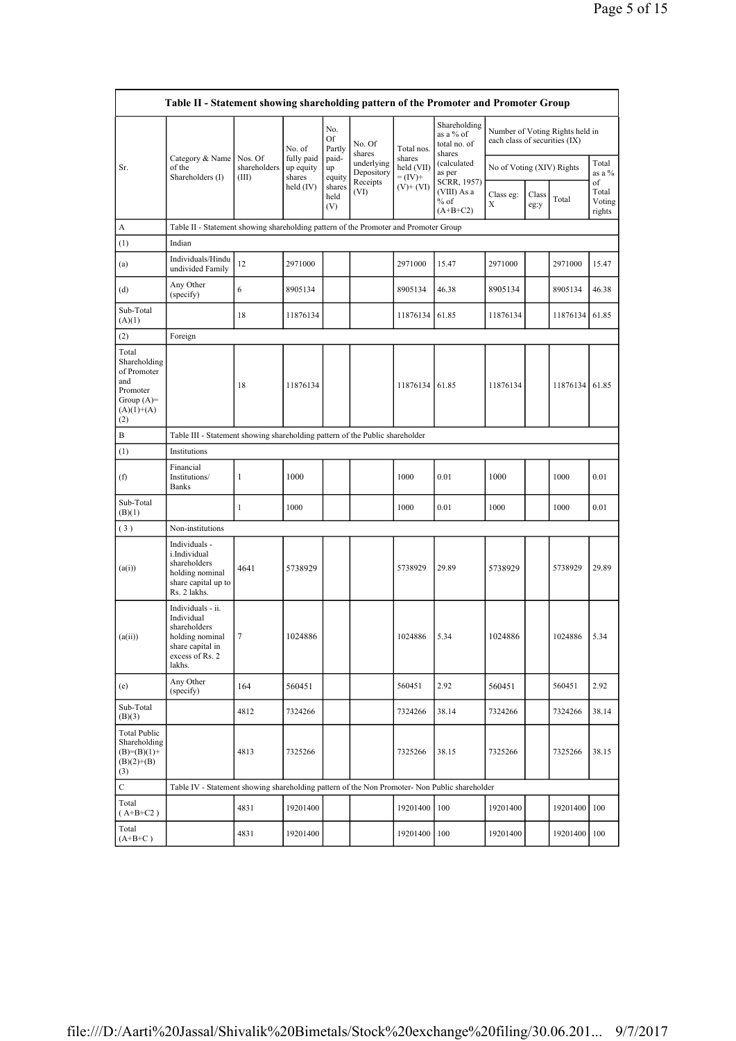| Table II - Statement showing shareholding pattern of the Promoter and Promoter Group | | | | | | | | | | | | |
|---|---|---|---|---|---|---|---|---|---|---|---|---|
| Sr. | Category & Name of the Shareholders (I) | Nos. Of shareholders (III) | No. of fully paid up equity shares held (IV) | No. Of Partly paid-up equity shares held (V) | No. Of shares underlying Depository Receipts (VI) | Total nos. shares held (VII) = (IV)+ (V)+ (VI) | Shareholding as a % of total no. of shares (calculated as per SCRR, 1957) (VIII) As a % of (A+B+C2) | Number of Voting Rights held in each class of securities (IX) | | | |
| | | | | | | | | No of Voting (XIV) Rights | | | Total as a % of Total Voting rights |
| | | | | | | | | Class eg: X | Class eg:y | Total | |
| A | Table II - Statement showing shareholding pattern of the Promoter and Promoter Group | | | | | | | | | | |
| (1) | Indian | | | | | | | | | | |
| (a) | Individuals/Hindu undivided Family | 12 | 2971000 | | | 2971000 | 15.47 | 2971000 | | 2971000 | 15.47 |
| (d) | Any Other (specify) | 6 | 8905134 | | | 8905134 | 46.38 | 8905134 | | 8905134 | 46.38 |
| Sub-Total (A)(1) | | 18 | 11876134 | | | 11876134 | 61.85 | 11876134 | | 11876134 | 61.85 |
| (2) | Foreign | | | | | | | | | | |
| Total Shareholding of Promoter and Promoter Group (A)= (A)(1)+(A)(2) | | 18 | 11876134 | | | 11876134 | 61.85 | 11876134 | | 11876134 | 61.85 |
| B | Table III - Statement showing shareholding pattern of the Public shareholder | | | | | | | | | | |
| (1) | Institutions | | | | | | | | | | |
| (f) | Financial Institutions/ Banks | 1 | 1000 | | | 1000 | 0.01 | 1000 | | 1000 | 0.01 |
| Sub-Total (B)(1) | | 1 | 1000 | | | 1000 | 0.01 | 1000 | | 1000 | 0.01 |
| (3) | Non-institutions | | | | | | | | | | |
| (a(i)) | Individuals - i.Individual shareholders holding nominal share capital up to Rs. 2 lakhs. | 4641 | 5738929 | | | 5738929 | 29.89 | 5738929 | | 5738929 | 29.89 |
| (a(ii)) | Individuals - ii. Individual shareholders holding nominal share capital in excess of Rs. 2 lakhs. | 7 | 1024886 | | | 1024886 | 5.34 | 1024886 | | 1024886 | 5.34 |
| (e) | Any Other (specify) | 164 | 560451 | | | 560451 | 2.92 | 560451 | | 560451 | 2.92 |
| Sub-Total (B)(3) | | 4812 | 7324266 | | | 7324266 | 38.14 | 7324266 | | 7324266 | 38.14 |
| Total Public Shareholding (B)=(B)(1)+(B)(2)+(B)(3) | | 4813 | 7325266 | | | 7325266 | 38.15 | 7325266 | | 7325266 | 38.15 |
| C | Table IV - Statement showing shareholding pattern of the Non Promoter- Non Public shareholder | | | | | | | | | | |
| Total ( A+B+C2 ) | | 4831 | 19201400 | | | 19201400 | 100 | 19201400 | | 19201400 | 100 |
| Total (A+B+C ) | | 4831 | 19201400 | | | 19201400 | 100 | 19201400 | | 19201400 | 100 |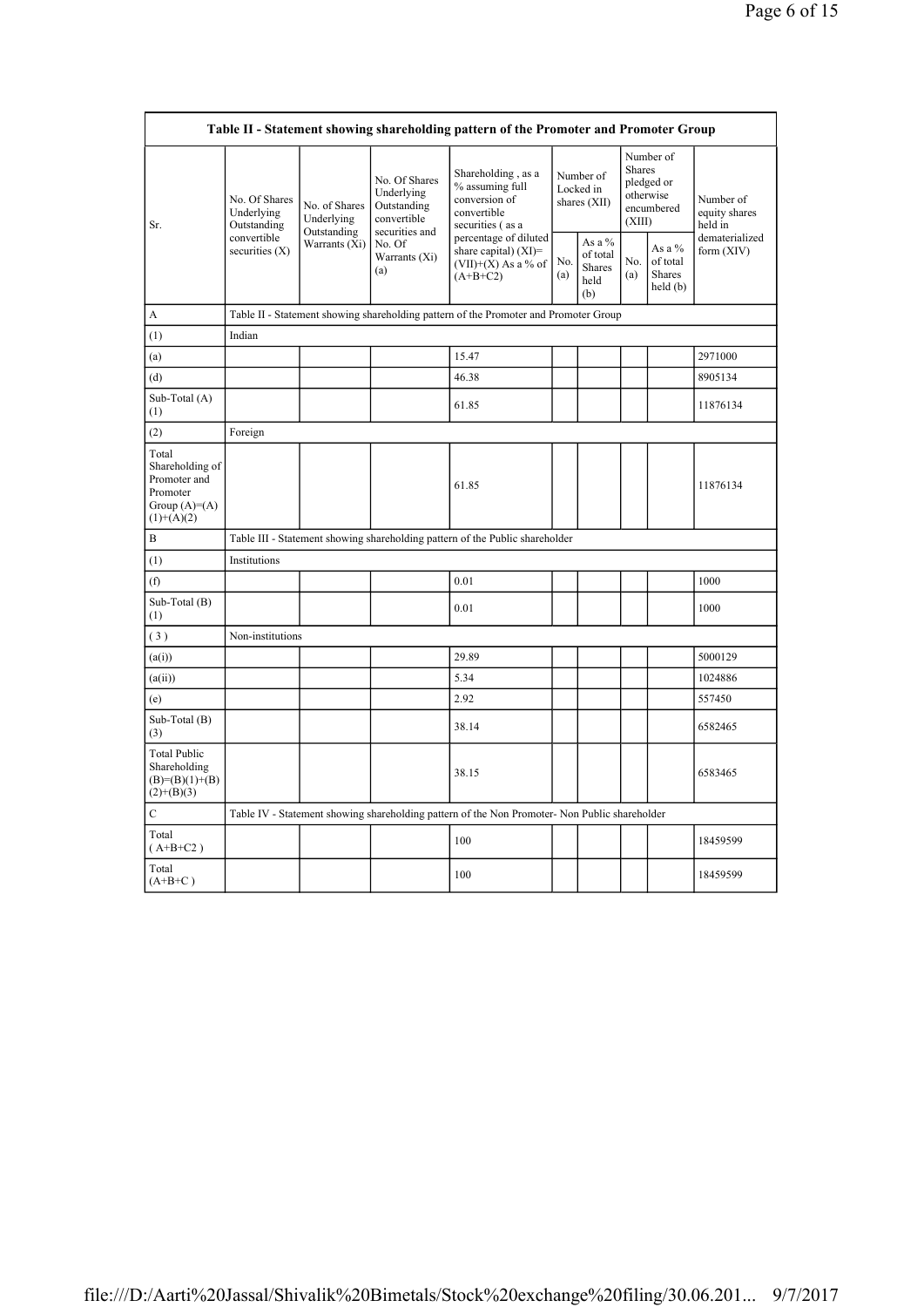| Table II - Statement showing shareholding pattern of the Promoter and Promoter Group | | | | | | | | | |
|---|---|---|---|---|---|---|---|---|---|
| Sr. | No. Of Shares Underlying Outstanding convertible securities (X) | No. of Shares Underlying Outstanding Warrants (Xi) | No. Of Shares Underlying Outstanding convertible securities and No. Of Warrants (Xi) (a) | Shareholding , as a % assuming full conversion of convertible securities ( as a percentage of diluted share capital) (XI)= (VII)+(X) As a % of (A+B+C2) | Number of Locked in shares (XII) | | Number of Shares pledged or otherwise encumbered (XIII) | | Number of equity shares held in dematerialized form (XIV) |
| | | | | | No. (a) | As a % of total Shares held (b) | No. (a) | As a % of total Shares held (b) | |
| A | Table II - Statement showing shareholding pattern of the Promoter and Promoter Group | | | | | | | | |
| (1) | Indian | | | | | | | | |
| (a) | | | | 15.47 | | | | | 2971000 |
| (d) | | | | 46.38 | | | | | 8905134 |
| Sub-Total (A) (1) | | | | 61.85 | | | | | 11876134 |
| (2) | Foreign | | | | | | | | |
| Total Shareholding of Promoter and Promoter Group (A)=(A)(1)+(A)(2) | | | | 61.85 | | | | | 11876134 |
| B | Table III - Statement showing shareholding pattern of the Public shareholder | | | | | | | | |
| (1) | Institutions | | | | | | | | |
| (f) | | | | 0.01 | | | | | 1000 |
| Sub-Total (B) (1) | | | | 0.01 | | | | | 1000 |
| ( 3 ) | Non-institutions | | | | | | | | |
| (a(i)) | | | | 29.89 | | | | | 5000129 |
| (a(ii)) | | | | 5.34 | | | | | 1024886 |
| (e) | | | | 2.92 | | | | | 557450 |
| Sub-Total (B) (3) | | | | 38.14 | | | | | 6582465 |
| Total Public Shareholding (B)=(B)(1)+(B)(2)+(B)(3) | | | | 38.15 | | | | | 6583465 |
| C | Table IV - Statement showing shareholding pattern of the Non Promoter- Non Public shareholder | | | | | | | | |
| Total ( A+B+C2 ) | | | | 100 | | | | | 18459599 |
| Total (A+B+C ) | | | | 100 | | | | | 18459599 |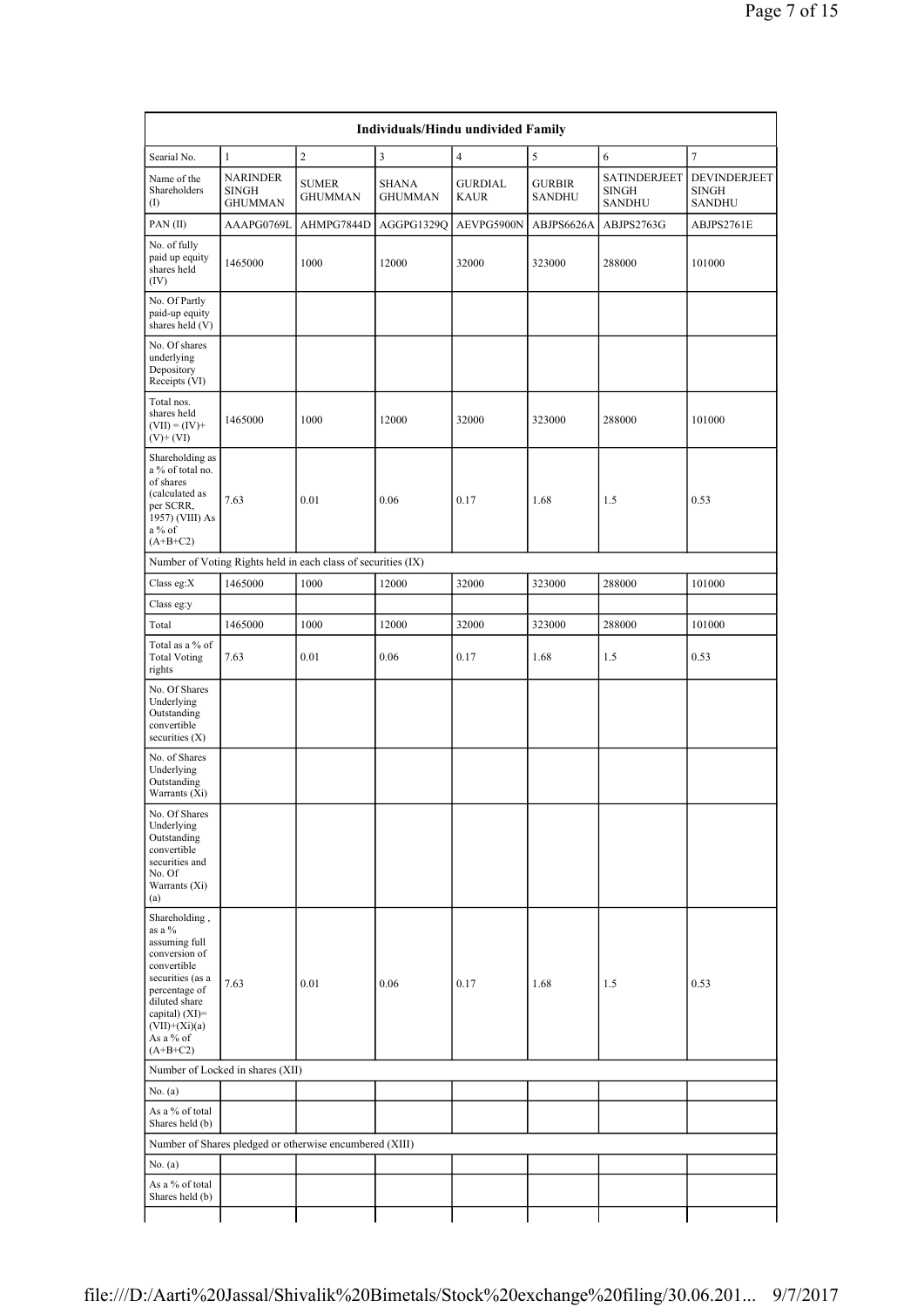| Individuals/Hindu undivided Family | | | | | | | |
|---|---|---|---|---|---|---|---|
| Searial No. | 1 | 2 | 3 | 4 | 5 | 6 | 7 |
| Name of the Shareholders (I) | NARINDER SINGH GHUMMAN | SUMER GHUMMAN | SHANA GHUMMAN | GURDIAL KAUR | GURBIR SANDHU | SATINDERJEET SINGH SANDHU | DEVINDERJEET SINGH SANDHU |
| PAN (II) | AAAPG0769L | AHMPG7844D | AGGPG1329Q | AEVPG5900N | ABJPS6626A | ABJPS2763G | ABJPS2761E |
| No. of fully paid up equity shares held (IV) | 1465000 | 1000 | 12000 | 32000 | 323000 | 288000 | 101000 |
| No. Of Partly paid-up equity shares held (V) | | | | | | | |
| No. Of shares underlying Depository Receipts (VI) | | | | | | | |
| Total nos. shares held (VII) = (IV)+ (V)+ (VI) | 1465000 | 1000 | 12000 | 32000 | 323000 | 288000 | 101000 |
| Shareholding as a % of total no. of shares (calculated as per SCRR, 1957) (VIII) As a % of (A+B+C2) | 7.63 | 0.01 | 0.06 | 0.17 | 1.68 | 1.5 | 0.53 |
| Number of Voting Rights held in each class of securities (IX) | | | | | | | |
| Class eg:X | 1465000 | 1000 | 12000 | 32000 | 323000 | 288000 | 101000 |
| Class eg:y | | | | | | | |
| Total | 1465000 | 1000 | 12000 | 32000 | 323000 | 288000 | 101000 |
| Total as a % of Total Voting rights | 7.63 | 0.01 | 0.06 | 0.17 | 1.68 | 1.5 | 0.53 |
| No. Of Shares Underlying Outstanding convertible securities (X) | | | | | | | |
| No. of Shares Underlying Outstanding Warrants (Xi) | | | | | | | |
| No. Of Shares Underlying Outstanding convertible securities and No. Of Warrants (Xi) (a) | | | | | | | |
| Shareholding , as a % assuming full conversion of convertible securities (as a percentage of diluted share capital) (XI)= (VII)+(Xi)(a) As a % of (A+B+C2) | 7.63 | 0.01 | 0.06 | 0.17 | 1.68 | 1.5 | 0.53 |
| Number of Locked in shares (XII) | | | | | | | |
| No. (a) | | | | | | | |
| As a % of total Shares held (b) | | | | | | | |
| Number of Shares pledged or otherwise encumbered (XIII) | | | | | | | |
| No. (a) | | | | | | | |
| As a % of total Shares held (b) | | | | | | | |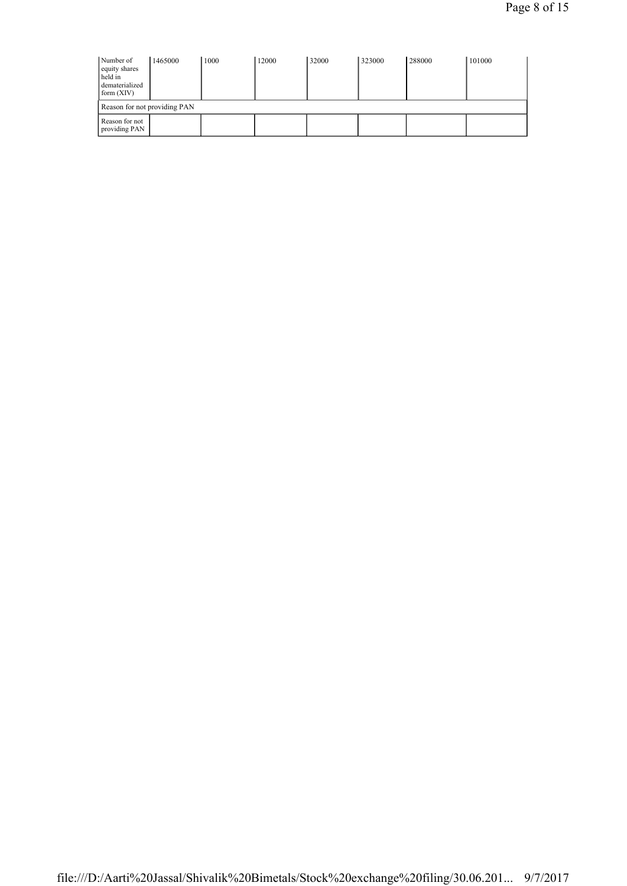| Number of equity shares held in dematerialized form (XIV) | 1465000 | 1000 | 12000 | 32000 | 323000 | 288000 | 101000 |
|---|---|---|---|---|---|---|---|
| Reason for not providing PAN | | | | | | | |
| Reason for not providing PAN | | | | | | | |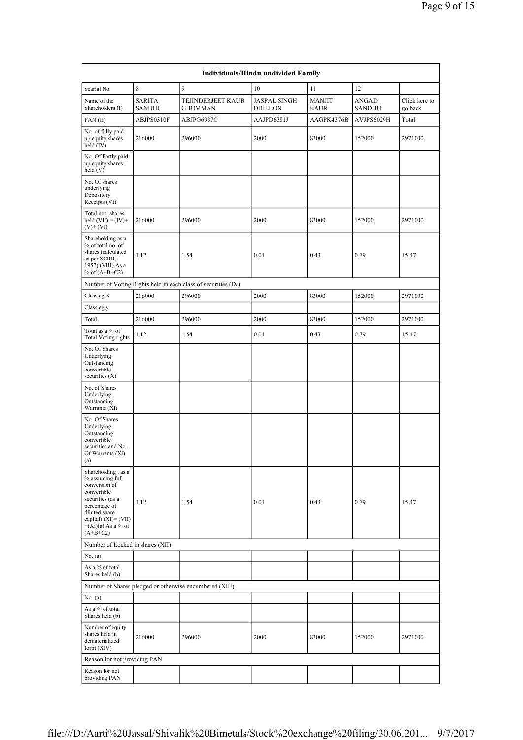| Individuals/Hindu undivided Family | | | | | | |
|---|---|---|---|---|---|---|
| Searial No. | 8 | 9 | 10 | 11 | 12 | |
| Name of the Shareholders (I) | SARITA SANDHU | TEJINDERJEET KAUR GHUMMAN | JASPAL SINGH DHILLON | MANJIT KAUR | ANGAD SANDHU | Click here to go back |
| PAN (II) | ABJPS0310F | ABJPG6987C | AAJPD6381J | AAGPK4376B | AVJPS6029H | Total |
| No. of fully paid up equity shares held (IV) | 216000 | 296000 | 2000 | 83000 | 152000 | 2971000 |
| No. Of Partly paid-up equity shares held (V) | | | | | | |
| No. Of shares underlying Depository Receipts (VI) | | | | | | |
| Total nos. shares held (VII) = (IV)+(V)+ (VI) | 216000 | 296000 | 2000 | 83000 | 152000 | 2971000 |
| Shareholding as a % of total no. of shares (calculated as per SCRR, 1957) (VIII) As a % of (A+B+C2) | 1.12 | 1.54 | 0.01 | 0.43 | 0.79 | 15.47 |
| Number of Voting Rights held in each class of securities (IX) | | | | | | |
| Class eg:X | 216000 | 296000 | 2000 | 83000 | 152000 | 2971000 |
| Class eg:y | | | | | | |
| Total | 216000 | 296000 | 2000 | 83000 | 152000 | 2971000 |
| Total as a % of Total Voting rights | 1.12 | 1.54 | 0.01 | 0.43 | 0.79 | 15.47 |
| No. Of Shares Underlying Outstanding convertible securities (X) | | | | | | |
| No. of Shares Underlying Outstanding Warrants (Xi) | | | | | | |
| No. Of Shares Underlying Outstanding convertible securities and No. Of Warrants (Xi) (a) | | | | | | |
| Shareholding , as a % assuming full conversion of convertible securities (as a percentage of diluted share capital) (XI)= (VII)+(Xi)(a) As a % of (A+B+C2) | 1.12 | 1.54 | 0.01 | 0.43 | 0.79 | 15.47 |
| Number of Locked in shares (XII) | | | | | | |
| No. (a) | | | | | | |
| As a % of total Shares held (b) | | | | | | |
| Number of Shares pledged or otherwise encumbered (XIII) | | | | | | |
| No. (a) | | | | | | |
| As a % of total Shares held (b) | | | | | | |
| Number of equity shares held in dematerialized form (XIV) | 216000 | 296000 | 2000 | 83000 | 152000 | 2971000 |
| Reason for not providing PAN | | | | | | |
| Reason for not providing PAN | | | | | | |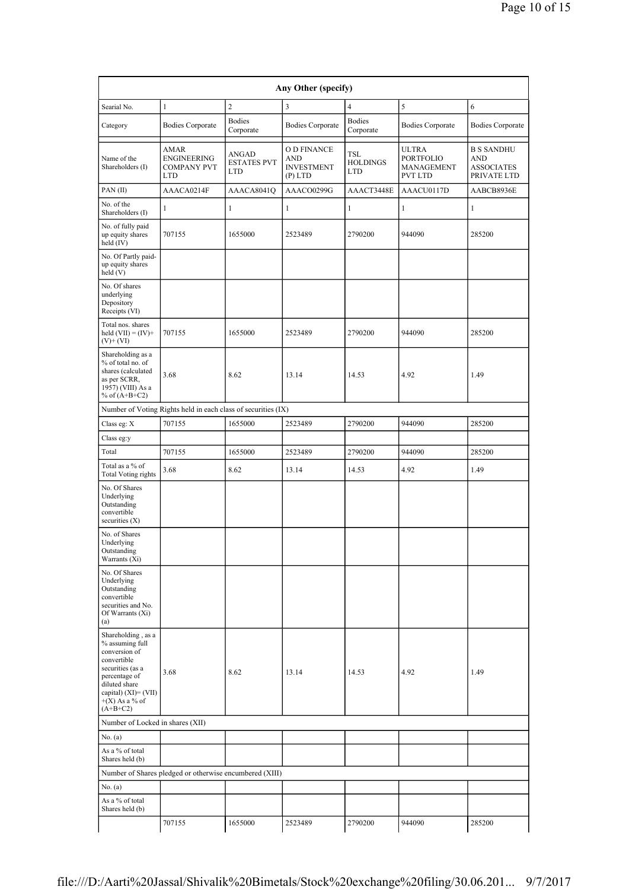| Any Other (specify) | | | | | | |
|---|---|---|---|---|---|---|
| Searial No. | 1 | 2 | 3 | 4 | 5 | 6 |
| Category | Bodies Corporate | Bodies Corporate | Bodies Corporate | Bodies Corporate | Bodies Corporate | Bodies Corporate |
| Name of the Shareholders (I) | AMAR ENGINEERING COMPANY PVT LTD | ANGAD ESTATES PVT LTD | O D FINANCE AND INVESTMENT (P) LTD | TSL HOLDINGS LTD | ULTRA PORTFOLIO MANAGEMENT PVT LTD | B S SANDHU AND ASSOCIATES PRIVATE LTD |
| PAN (II) | AAACA0214F | AAACA8041Q | AAACO0299G | AAACT3448E | AAACU0117D | AABCB8936E |
| No. of the Shareholders (I) | 1 | 1 | 1 | 1 | 1 | 1 |
| No. of fully paid up equity shares held (IV) | 707155 | 1655000 | 2523489 | 2790200 | 944090 | 285200 |
| No. Of Partly paid-up equity shares held (V) | | | | | | |
| No. Of shares underlying Depository Receipts (VI) | | | | | | |
| Total nos. shares held (VII) = (IV)+ (V)+ (VI) | 707155 | 1655000 | 2523489 | 2790200 | 944090 | 285200 |
| Shareholding as a % of total no. of shares (calculated as per SCRR, 1957) (VIII) As a % of (A+B+C2) | 3.68 | 8.62 | 13.14 | 14.53 | 4.92 | 1.49 |
| Number of Voting Rights held in each class of securities (IX) | | | | | | |
| Class eg: X | 707155 | 1655000 | 2523489 | 2790200 | 944090 | 285200 |
| Class eg:y | | | | | | |
| Total | 707155 | 1655000 | 2523489 | 2790200 | 944090 | 285200 |
| Total as a % of Total Voting rights | 3.68 | 8.62 | 13.14 | 14.53 | 4.92 | 1.49 |
| No. Of Shares Underlying Outstanding convertible securities (X) | | | | | | |
| No. of Shares Underlying Outstanding Warrants (Xi) | | | | | | |
| No. Of Shares Underlying Outstanding convertible securities and No. Of Warrants (Xi) (a) | | | | | | |
| Shareholding , as a % assuming full conversion of convertible securities (as a percentage of diluted share capital) (XI)= (VII) +(X) As a % of (A+B+C2) | 3.68 | 8.62 | 13.14 | 14.53 | 4.92 | 1.49 |
| Number of Locked in shares (XII) | | | | | | |
| No. (a) | | | | | | |
| As a % of total Shares held (b) | | | | | | |
| Number of Shares pledged or otherwise encumbered (XIII) | | | | | | |
| No. (a) | | | | | | |
| As a % of total Shares held (b) | | | | | | |
| | 707155 | 1655000 | 2523489 | 2790200 | 944090 | 285200 |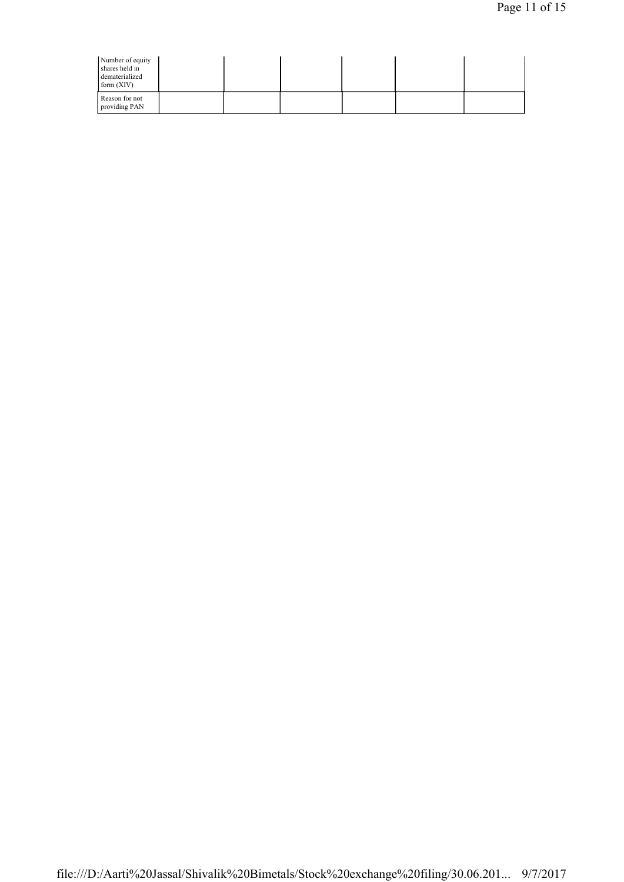| Number of equity shares held in dematerialized form (XIV) | | | | | | |
|---|---|---|---|---|---|---|
| Reason for not providing PAN | | | | | | |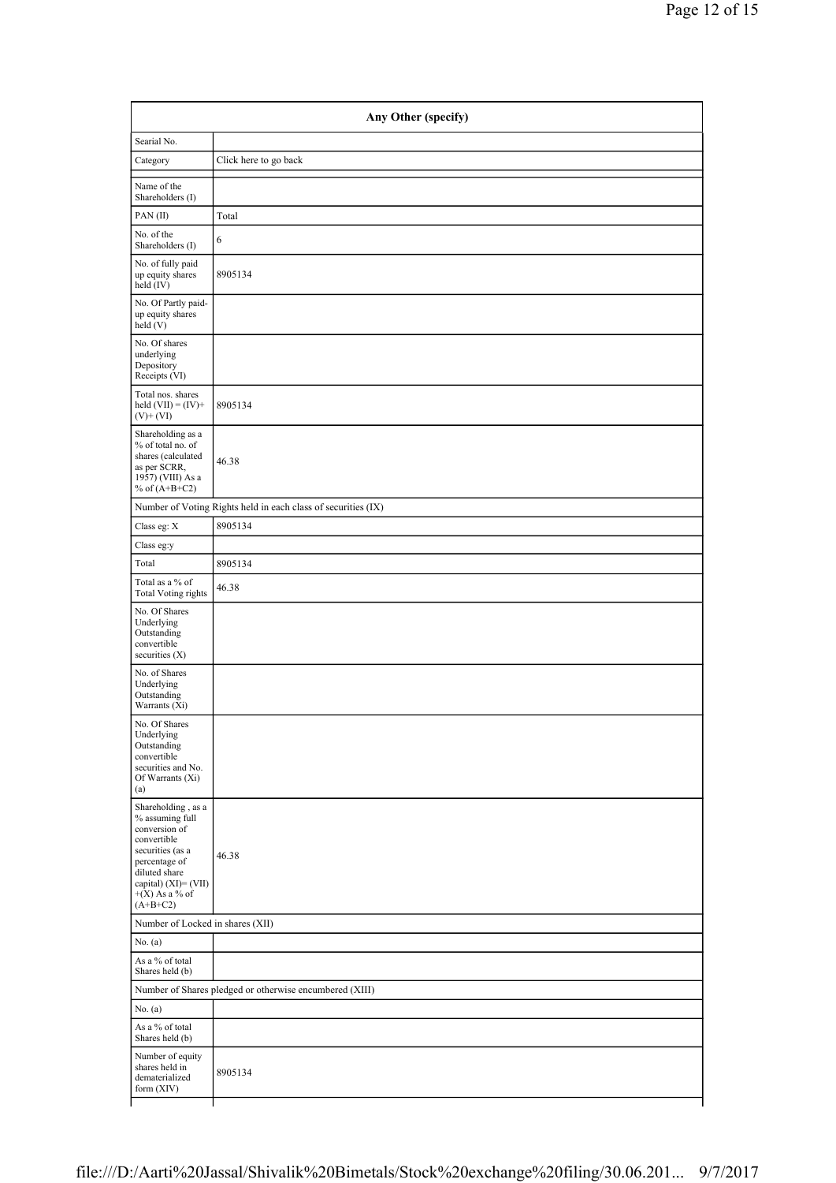| Any Other (specify) | |
|---|---|
| Searial No. | |
| Category | Click here to go back |
| Name of the Shareholders (I) | |
| PAN (II) | Total |
| No. of the Shareholders (I) | 6 |
| No. of fully paid up equity shares held (IV) | 8905134 |
| No. Of Partly paid-up equity shares held (V) | |
| No. Of shares underlying Depository Receipts (VI) | |
| Total nos. shares held (VII) = (IV)+ (V)+ (VI) | 8905134 |
| Shareholding as a % of total no. of shares (calculated as per SCRR, 1957) (VIII) As a % of (A+B+C2) | 46.38 |
| Number of Voting Rights held in each class of securities (IX) | |
| Class eg: X | 8905134 |
| Class eg:y | |
| Total | 8905134 |
| Total as a % of Total Voting rights | 46.38 |
| No. Of Shares Underlying Outstanding convertible securities (X) | |
| No. of Shares Underlying Outstanding Warrants (Xi) | |
| No. Of Shares Underlying Outstanding convertible securities and No. Of Warrants (Xi) (a) | |
| Shareholding , as a % assuming full conversion of convertible securities (as a percentage of diluted share capital) (XI)= (VII) +(X) As a % of (A+B+C2) | 46.38 |
| Number of Locked in shares (XII) | |
| No. (a) | |
| As a % of total Shares held (b) | |
| Number of Shares pledged or otherwise encumbered (XIII) | |
| No. (a) | |
| As a % of total Shares held (b) | |
| Number of equity shares held in dematerialized form (XIV) | 8905134 |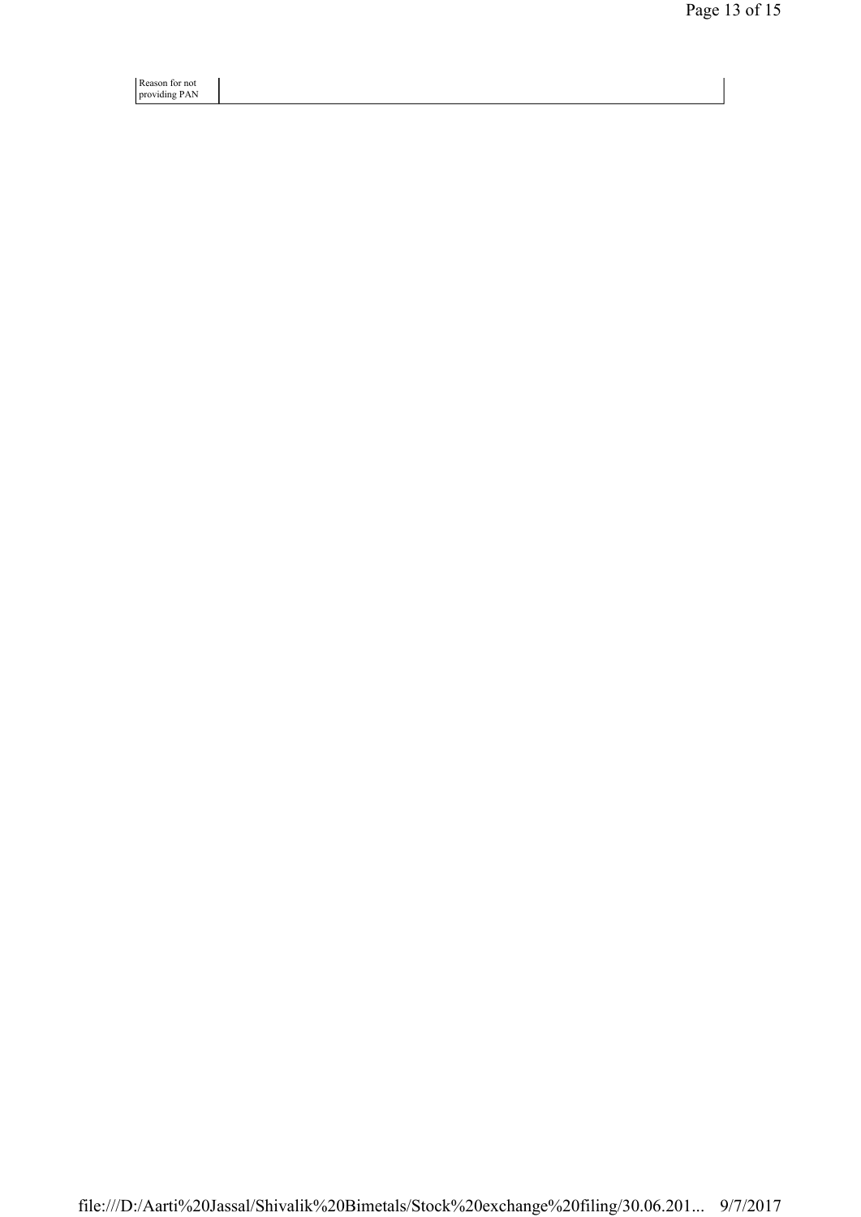| Reason for not providing PAN | |
|---|---|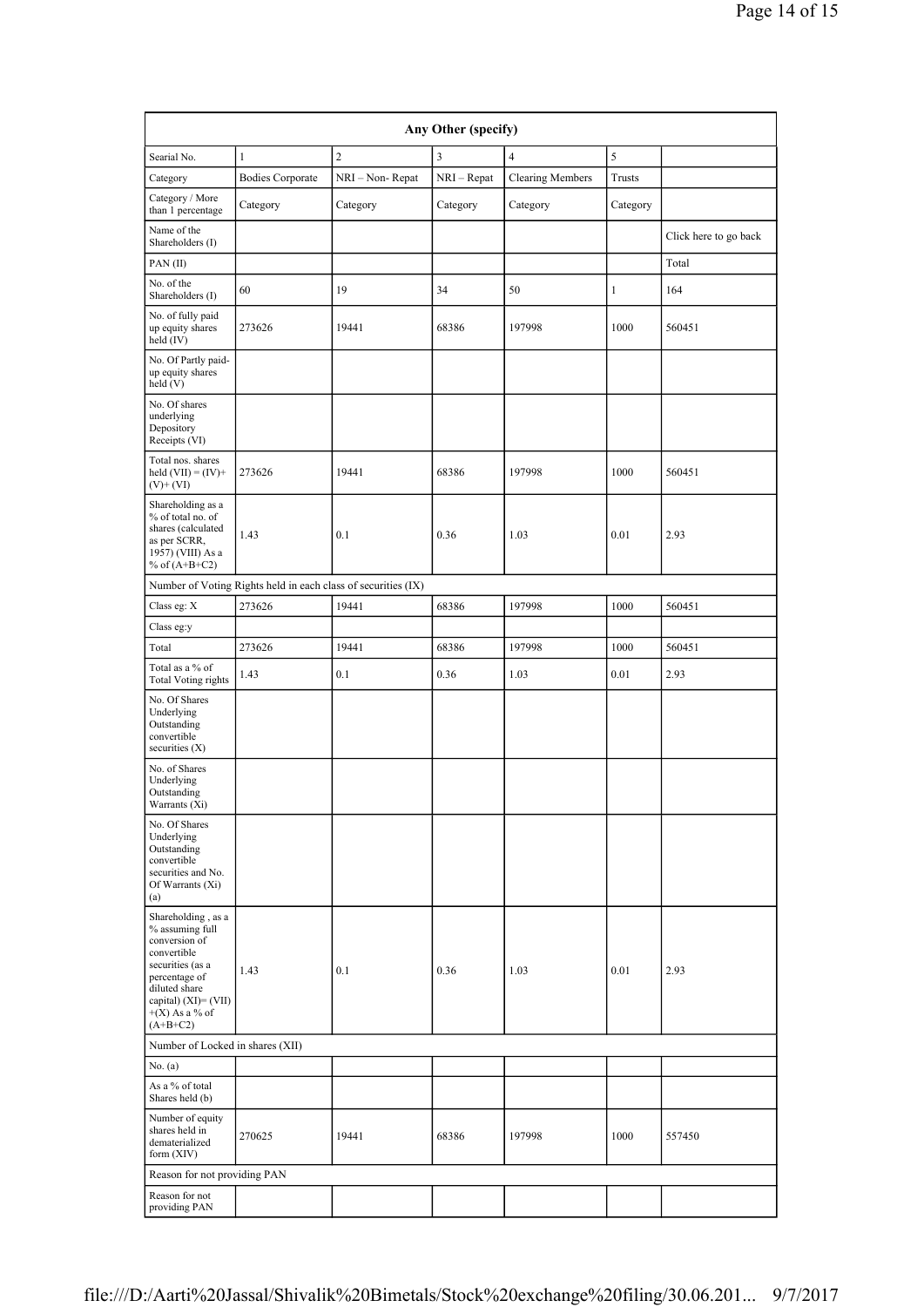| Any Other (specify) | | | | | | |
|---|---|---|---|---|---|---|
| Searial No. | 1 | 2 | 3 | 4 | 5 | |
| Category | Bodies Corporate | NRI – Non- Repat | NRI – Repat | Clearing Members | Trusts | |
| Category / More than 1 percentage | Category | Category | Category | Category | Category | |
| Name of the Shareholders (I) | | | | | | Click here to go back |
| PAN (II) | | | | | | Total |
| No. of the Shareholders (I) | 60 | 19 | 34 | 50 | 1 | 164 |
| No. of fully paid up equity shares held (IV) | 273626 | 19441 | 68386 | 197998 | 1000 | 560451 |
| No. Of Partly paid-up equity shares held (V) | | | | | | |
| No. Of shares underlying Depository Receipts (VI) | | | | | | |
| Total nos. shares held (VII) = (IV)+(V)+ (VI) | 273626 | 19441 | 68386 | 197998 | 1000 | 560451 |
| Shareholding as a % of total no. of shares (calculated as per SCRR, 1957) (VIII) As a % of (A+B+C2) | 1.43 | 0.1 | 0.36 | 1.03 | 0.01 | 2.93 |
| Number of Voting Rights held in each class of securities (IX) | | | | | | |
| Class eg: X | 273626 | 19441 | 68386 | 197998 | 1000 | 560451 |
| Class eg:y | | | | | | |
| Total | 273626 | 19441 | 68386 | 197998 | 1000 | 560451 |
| Total as a % of Total Voting rights | 1.43 | 0.1 | 0.36 | 1.03 | 0.01 | 2.93 |
| No. Of Shares Underlying Outstanding convertible securities (X) | | | | | | |
| No. of Shares Underlying Outstanding Warrants (Xi) | | | | | | |
| No. Of Shares Underlying Outstanding convertible securities and No. Of Warrants (Xi) (a) | | | | | | |
| Shareholding , as a % assuming full conversion of convertible securities (as a percentage of diluted share capital) (XI)= (VII)+(X) As a % of (A+B+C2) | 1.43 | 0.1 | 0.36 | 1.03 | 0.01 | 2.93 |
| Number of Locked in shares (XII) | | | | | | |
| No. (a) | | | | | | |
| As a % of total Shares held (b) | | | | | | |
| Number of equity shares held in dematerialized form (XIV) | 270625 | 19441 | 68386 | 197998 | 1000 | 557450 |
| Reason for not providing PAN | | | | | | |
| Reason for not providing PAN | | | | | | |